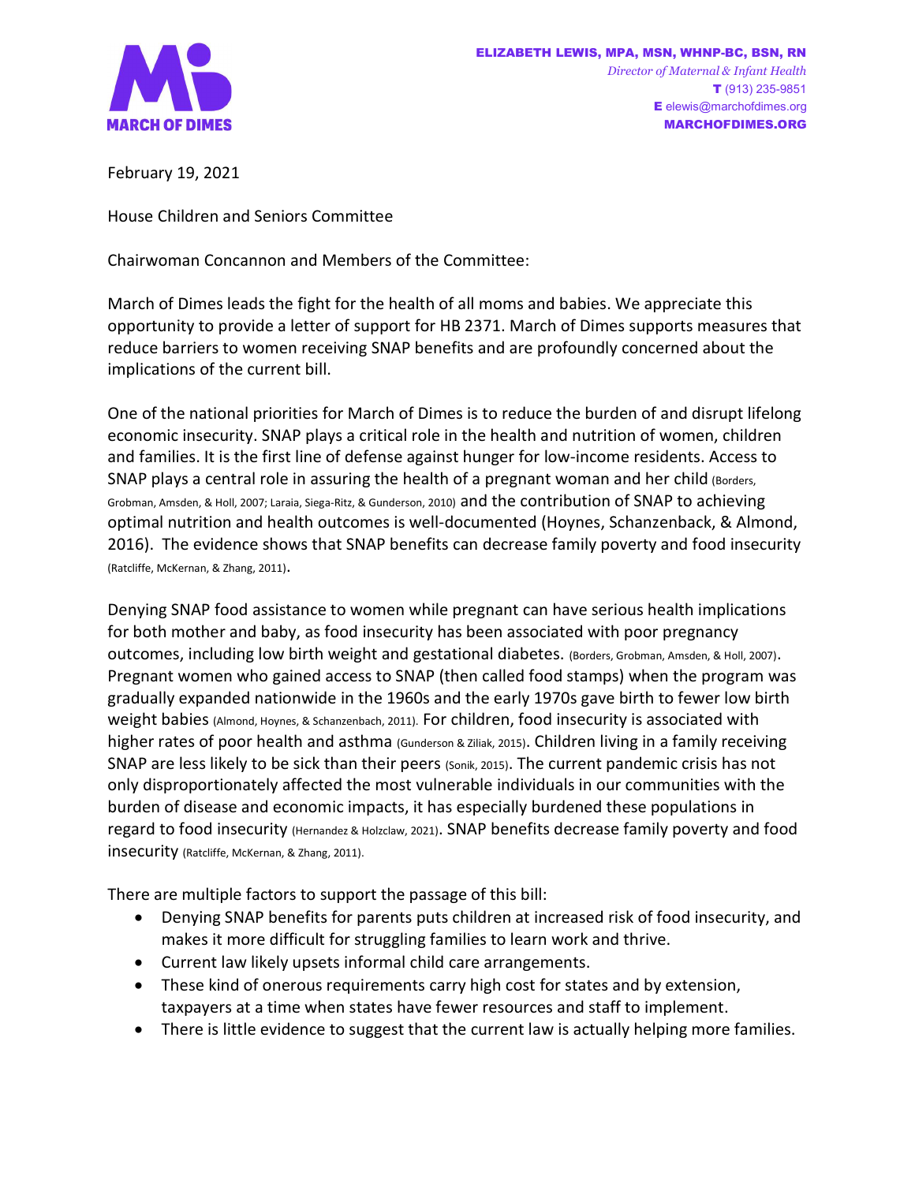**MARCH OF DIMES**

**ELIZABETH LEWIS, MPA, MSN, WHNP-BC, BSN, RN**
*Director of Maternal & Infant Health*
**T** (913) 235-9851
**E** elewis@marchofdimes.org
**MARCHOFDIMES.ORG**

February 19, 2021

House Children and Seniors Committee

Chairwoman Concannon and Members of the Committee:

March of Dimes leads the fight for the health of all moms and babies. We appreciate this opportunity to provide a letter of support for HB 2371. March of Dimes supports measures that reduce barriers to women receiving SNAP benefits and are profoundly concerned about the implications of the current bill.

One of the national priorities for March of Dimes is to reduce the burden of and disrupt lifelong economic insecurity. SNAP plays a critical role in the health and nutrition of women, children and families. It is the first line of defense against hunger for low-income residents. Access to SNAP plays a central role in assuring the health of a pregnant woman and her child (Borders, Grobman, Amsden, & Holl, 2007; Laraia, Siega-Ritz, & Gunderson, 2010) and the contribution of SNAP to achieving optimal nutrition and health outcomes is well-documented (Hoynes, Schanzenback, & Almond, 2016). The evidence shows that SNAP benefits can decrease family poverty and food insecurity (Ratcliffe, McKernan, & Zhang, 2011).

Denying SNAP food assistance to women while pregnant can have serious health implications for both mother and baby, as food insecurity has been associated with poor pregnancy outcomes, including low birth weight and gestational diabetes. (Borders, Grobman, Amsden, & Holl, 2007). Pregnant women who gained access to SNAP (then called food stamps) when the program was gradually expanded nationwide in the 1960s and the early 1970s gave birth to fewer low birth weight babies (Almond, Hoynes, & Schanzenbach, 2011). For children, food insecurity is associated with higher rates of poor health and asthma (Gunderson & Ziliak, 2015). Children living in a family receiving SNAP are less likely to be sick than their peers (Sonik, 2015). The current pandemic crisis has not only disproportionately affected the most vulnerable individuals in our communities with the burden of disease and economic impacts, it has especially burdened these populations in regard to food insecurity (Hernandez & Holzclaw, 2021). SNAP benefits decrease family poverty and food insecurity (Ratcliffe, McKernan, & Zhang, 2011).

There are multiple factors to support the passage of this bill:

- Denying SNAP benefits for parents puts children at increased risk of food insecurity, and makes it more difficult for struggling families to learn work and thrive.
- Current law likely upsets informal child care arrangements.
- These kind of onerous requirements carry high cost for states and by extension, taxpayers at a time when states have fewer resources and staff to implement.
- There is little evidence to suggest that the current law is actually helping more families.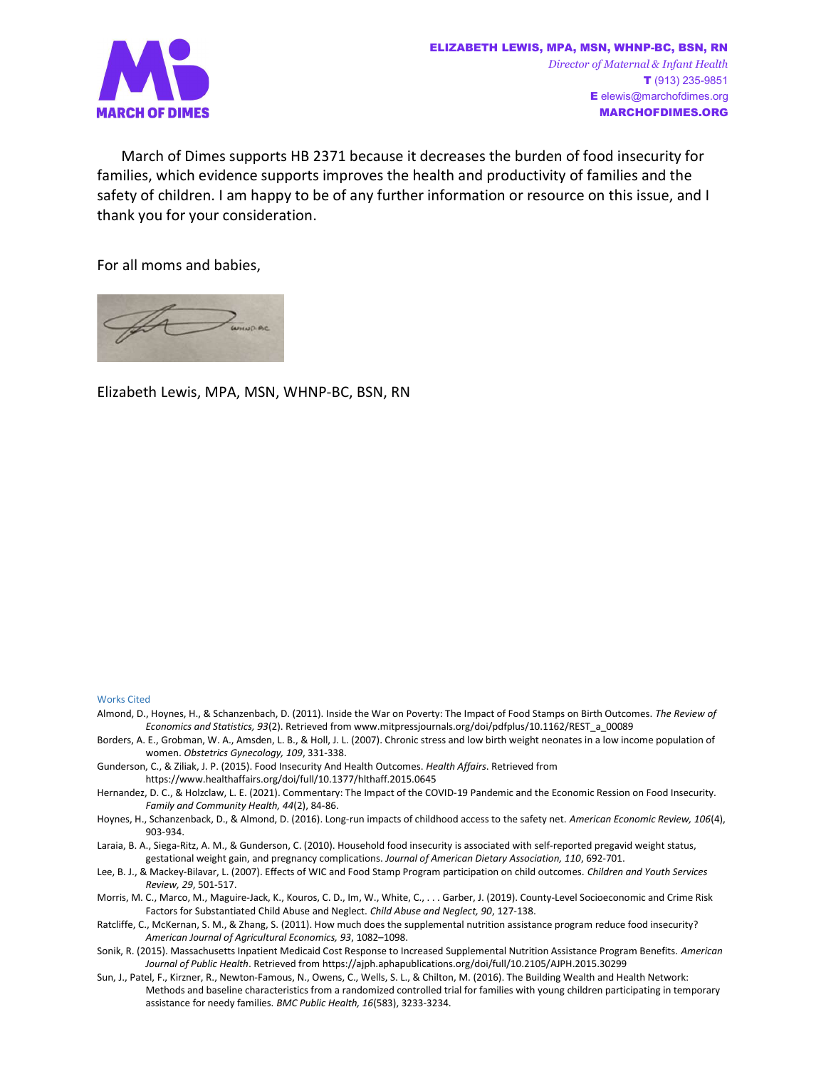MARCH OF DIMES

**ELIZABETH LEWIS, MPA, MSN, WHNP-BC, BSN, RN**
*Director of Maternal & Infant Health*
**T** (913) 235-9851
**E** elewis@marchofdimes.org
**MARCHOFDIMES.ORG**

March of Dimes supports HB 2371 because it decreases the burden of food insecurity for families, which evidence supports improves the health and productivity of families and the safety of children. I am happy to be of any further information or resource on this issue, and I thank you for your consideration.

For all moms and babies,

Elizabeth Lewis, MPA, MSN, WHNP-BC, BSN, RN

Works Cited

Almond, D., Hoynes, H., & Schanzenbach, D. (2011). Inside the War on Poverty: The Impact of Food Stamps on Birth Outcomes. *The Review of Economics and Statistics, 93*(2). Retrieved from www.mitpressjournals.org/doi/pdfplus/10.1162/REST_a_00089

Borders, A. E., Grobman, W. A., Amsden, L. B., & Holl, J. L. (2007). Chronic stress and low birth weight neonates in a low income population of women. *Obstetrics Gynecology, 109*, 331-338.

Gunderson, C., & Ziliak, J. P. (2015). Food Insecurity And Health Outcomes. *Health Affairs*. Retrieved from https://www.healthaffairs.org/doi/full/10.1377/hlthaff.2015.0645

Hernandez, D. C., & Holzclaw, L. E. (2021). Commentary: The Impact of the COVID-19 Pandemic and the Economic Ression on Food Insecurity. *Family and Community Health, 44*(2), 84-86.

Hoynes, H., Schanzenback, D., & Almond, D. (2016). Long-run impacts of childhood access to the safety net. *American Economic Review, 106*(4), 903-934.

Laraia, B. A., Siega-Ritz, A. M., & Gunderson, C. (2010). Household food insecurity is associated with self-reported pregavid weight status, gestational weight gain, and pregnancy complications. *Journal of American Dietary Association, 110*, 692-701.

Lee, B. J., & Mackey-Bilavar, L. (2007). Effects of WIC and Food Stamp Program participation on child outcomes. *Children and Youth Services Review, 29*, 501-517.

Morris, M. C., Marco, M., Maguire-Jack, K., Kouros, C. D., Im, W., White, C., . . . Garber, J. (2019). County-Level Socioeconomic and Crime Risk Factors for Substantiated Child Abuse and Neglect. *Child Abuse and Neglect, 90*, 127-138.

Ratcliffe, C., McKernan, S. M., & Zhang, S. (2011). How much does the supplemental nutrition assistance program reduce food insecurity? *American Journal of Agricultural Economics, 93*, 1082–1098.

Sonik, R. (2015). Massachusetts Inpatient Medicaid Cost Response to Increased Supplemental Nutrition Assistance Program Benefits. *American Journal of Public Health*. Retrieved from https://ajph.aphapublications.org/doi/full/10.2105/AJPH.2015.30299

Sun, J., Patel, F., Kirzner, R., Newton-Famous, N., Owens, C., Wells, S. L., & Chilton, M. (2016). The Building Wealth and Health Network: Methods and baseline characteristics from a randomized controlled trial for families with young children participating in temporary assistance for needy families. *BMC Public Health, 16*(583), 3233-3234.